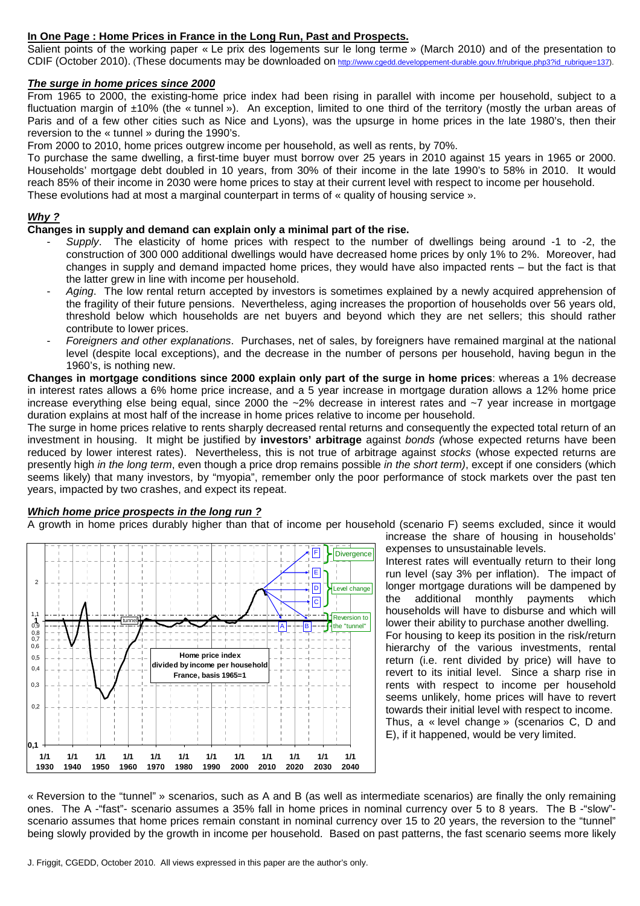## In One Page : Home Prices in France in the Long Run, Past and Prospects.

Salient points of the working paper « Le prix des logements sur le long terme » (March 2010) and of the presentation to CDIF (October 2010). (These documents may be downloaded on http://www.cgedd.developpement-durable.gouv.fr/rubrique.php3?id_rubrique=137).

### *The surge in home prices since 2000*

From 1965 to 2000, the existing-home price index had been rising in parallel with income per household, subject to a fluctuation margin of ±10% (the « tunnel »). An exception, limited to one third of the territory (mostly the urban areas of Paris and of a few other cities such as Nice and Lyons), was the upsurge in home prices in the late 1980's, then their reversion to the « tunnel » during the 1990's.

From 2000 to 2010, home prices outgrew income per household, as well as rents, by 70%.

To purchase the same dwelling, a first-time buyer must borrow over 25 years in 2010 against 15 years in 1965 or 2000. Households' mortgage debt doubled in 10 years, from 30% of their income in the late 1990's to 58% in 2010. It would reach 85% of their income in 2030 were home prices to stay at their current level with respect to income per household.

These evolutions had at most a marginal counterpart in terms of « quality of housing service ».

### *Why ?*

**Changes in supply and demand can explain only a minimal part of the rise.**

- *Supply*. The elasticity of home prices with respect to the number of dwellings being around -1 to -2, the construction of 300 000 additional dwellings would have decreased home prices by only 1% to 2%. Moreover, had changes in supply and demand impacted home prices, they would have also impacted rents – but the fact is that the latter grew in line with income per household.
- *Aging*. The low rental return accepted by investors is sometimes explained by a newly acquired apprehension of the fragility of their future pensions. Nevertheless, aging increases the proportion of households over 56 years old, threshold below which households are net buyers and beyond which they are net sellers; this should rather contribute to lower prices.
- *Foreigners and other explanations*. Purchases, net of sales, by foreigners have remained marginal at the national level (despite local exceptions), and the decrease in the number of persons per household, having begun in the 1960's, is nothing new.

**Changes in mortgage conditions since 2000 explain only part of the surge in home prices**: whereas a 1% decrease in interest rates allows a 6% home price increase, and a 5 year increase in mortgage duration allows a 12% home price increase everything else being equal, since 2000 the ~2% decrease in interest rates and ~7 year increase in mortgage duration explains at most half of the increase in home prices relative to income per household.

The surge in home prices relative to rents sharply decreased rental returns and consequently the expected total return of an investment in housing. It might be justified by **investors' arbitrage** against *bonds (*whose expected returns have been reduced by lower interest rates). Nevertheless, this is not true of arbitrage against *stocks* (whose expected returns are presently high *in the long term*, even though a price drop remains possible *in the short term)*, except if one considers (which seems likely) that many investors, by "myopia", remember only the poor performance of stock markets over the past ten years, impacted by two crashes, and expect its repeat.

### *Which home price prospects in the long run ?*

A growth in home prices durably higher than that of income per household (scenario F) seems excluded, since it would increase the share of housing in households' expenses to unsustainable levels.

Interest rates will eventually return to their long run level (say 3% per inflation). The impact of longer mortgage durations will be dampened by the additional monthly payments which households will have to disburse and which will lower their ability to purchase another dwelling.

For housing to keep its position in the risk/return hierarchy of the various investments, rental return (i.e. rent divided by price) will have to revert to its initial level. Since a sharp rise in rents with respect to income per household seems unlikely, home prices will have to revert towards their initial level with respect to income. Thus, a « level change » (scenarios C, D and E), if it happened, would be very limited.

« Reversion to the "tunnel" » scenarios, such as A and B (as well as intermediate scenarios) are finally the only remaining ones. The A -"fast"- scenario assumes a 35% fall in home prices in nominal currency over 5 to 8 years. The B -"slow"- scenario assumes that home prices remain constant in nominal currency over 15 to 20 years, the reversion to the "tunnel" being slowly provided by the growth in income per household. Based on past patterns, the fast scenario seems more likely

J. Friggit, CGEDD, October 2010. All views expressed in this paper are the author's only.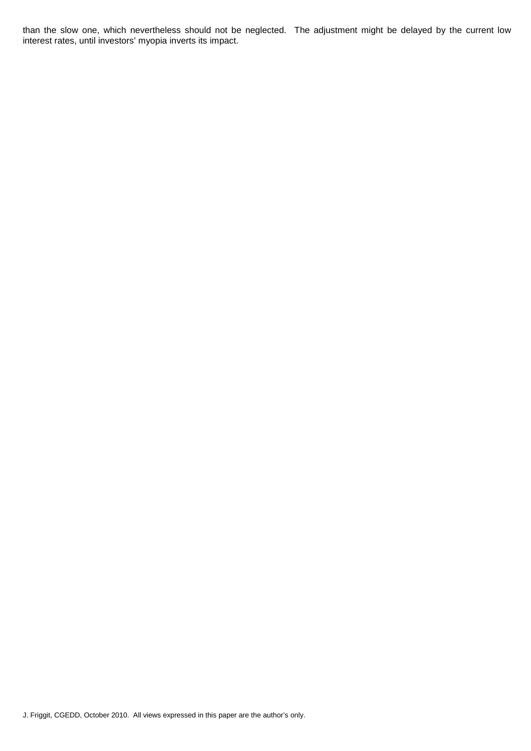than the slow one, which nevertheless should not be neglected. The adjustment might be delayed by the current low interest rates, until investors' myopia inverts its impact.